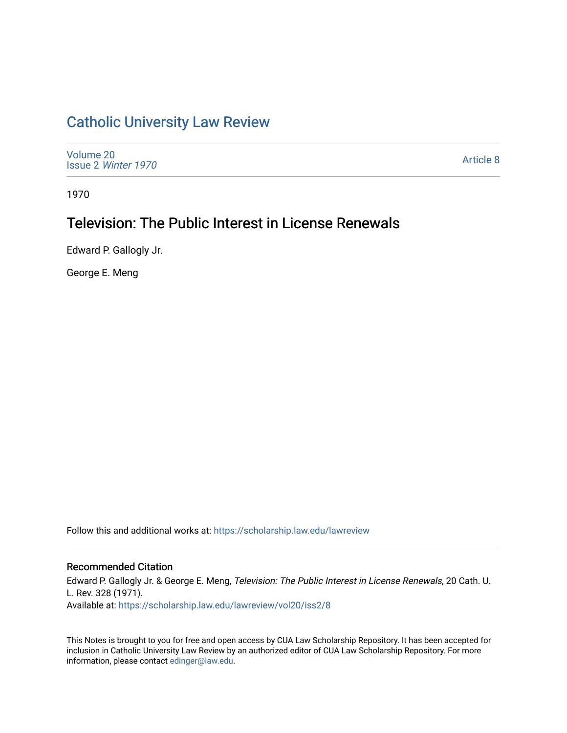# Catholic University Law Review

Volume 20
Issue 2 *Winter 1970*

Article 8

1970

## Television: The Public Interest in License Renewals

Edward P. Gallogly Jr.

George E. Meng

Follow this and additional works at: https://scholarship.law.edu/lawreview

### Recommended Citation

Edward P. Gallogly Jr. & George E. Meng, *Television: The Public Interest in License Renewals*, 20 Cath. U. L. Rev. 328 (1971).
Available at: https://scholarship.law.edu/lawreview/vol20/iss2/8

This Notes is brought to you for free and open access by CUA Law Scholarship Repository. It has been accepted for inclusion in Catholic University Law Review by an authorized editor of CUA Law Scholarship Repository. For more information, please contact edinger@law.edu.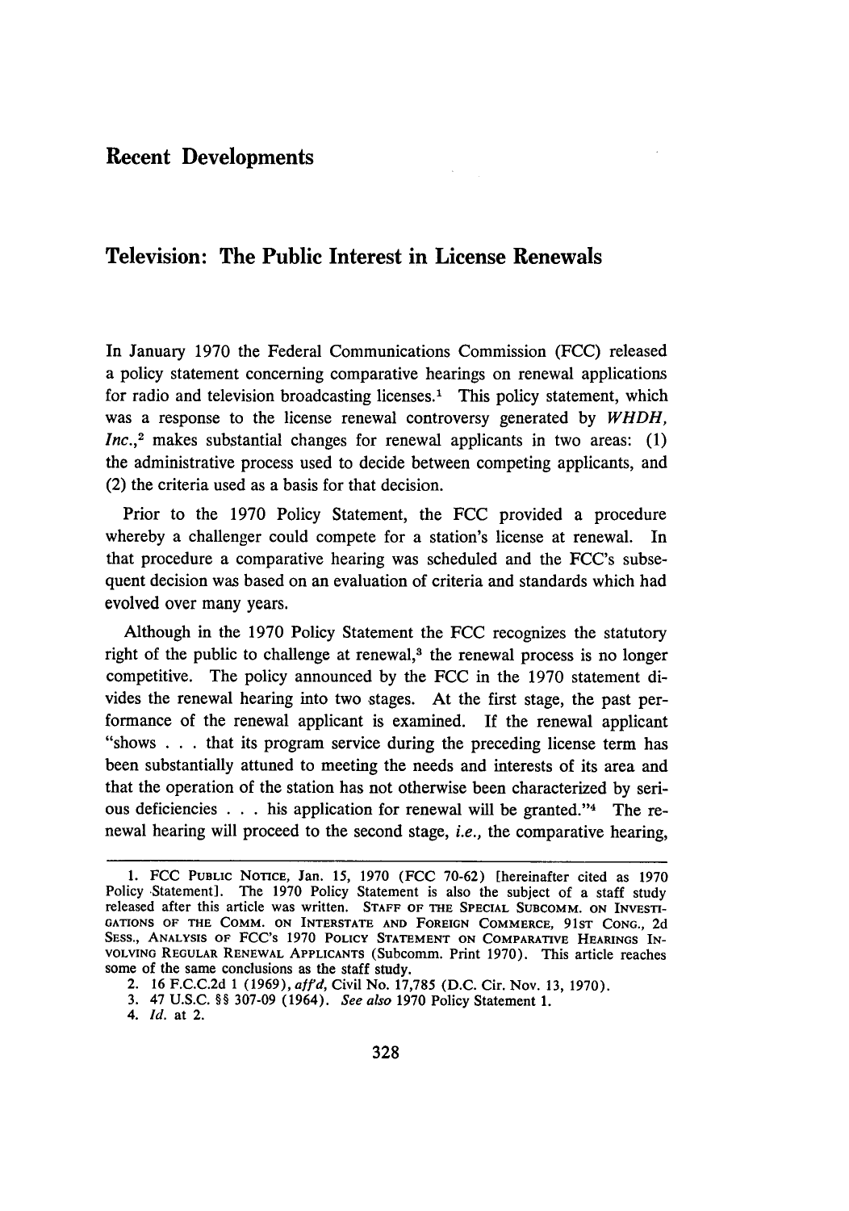# Recent Developments

## Television: The Public Interest in License Renewals

In January 1970 the Federal Communications Commission (FCC) released a policy statement concerning comparative hearings on renewal applications for radio and television broadcasting licenses.[1] This policy statement, which was a response to the license renewal controversy generated by *WHDH, Inc.*,[2] makes substantial changes for renewal applicants in two areas: (1) the administrative process used to decide between competing applicants, and (2) the criteria used as a basis for that decision.

Prior to the 1970 Policy Statement, the FCC provided a procedure whereby a challenger could compete for a station's license at renewal. In that procedure a comparative hearing was scheduled and the FCC's subsequent decision was based on an evaluation of criteria and standards which had evolved over many years.

Although in the 1970 Policy Statement the FCC recognizes the statutory right of the public to challenge at renewal,[3] the renewal process is no longer competitive. The policy announced by the FCC in the 1970 statement divides the renewal hearing into two stages. At the first stage, the past performance of the renewal applicant is examined. If the renewal applicant "shows . . . that its program service during the preceding license term has been substantially attuned to meeting the needs and interests of its area and that the operation of the station has not otherwise been characterized by serious deficiencies . . . his application for renewal will be granted."[4] The renewal hearing will proceed to the second stage, *i.e.*, the comparative hearing,

---

1. FCC Public Notice, Jan. 15, 1970 (FCC 70-62) [hereinafter cited as 1970 Policy Statement]. The 1970 Policy Statement is also the subject of a staff study released after this article was written. Staff of the Special Subcomm. on Investigations of the Comm. on Interstate and Foreign Commerce, 91st Cong., 2d Sess., Analysis of FCC's 1970 Policy Statement on Comparative Hearings Involving Regular Renewal Applicants (Subcomm. Print 1970). This article reaches some of the same conclusions as the staff study.

2. 16 F.C.C.2d 1 (1969), *aff'd*, Civil No. 17,785 (D.C. Cir. Nov. 13, 1970).

3. 47 U.S.C. §§ 307-09 (1964). *See also* 1970 Policy Statement 1.

4. *Id.* at 2.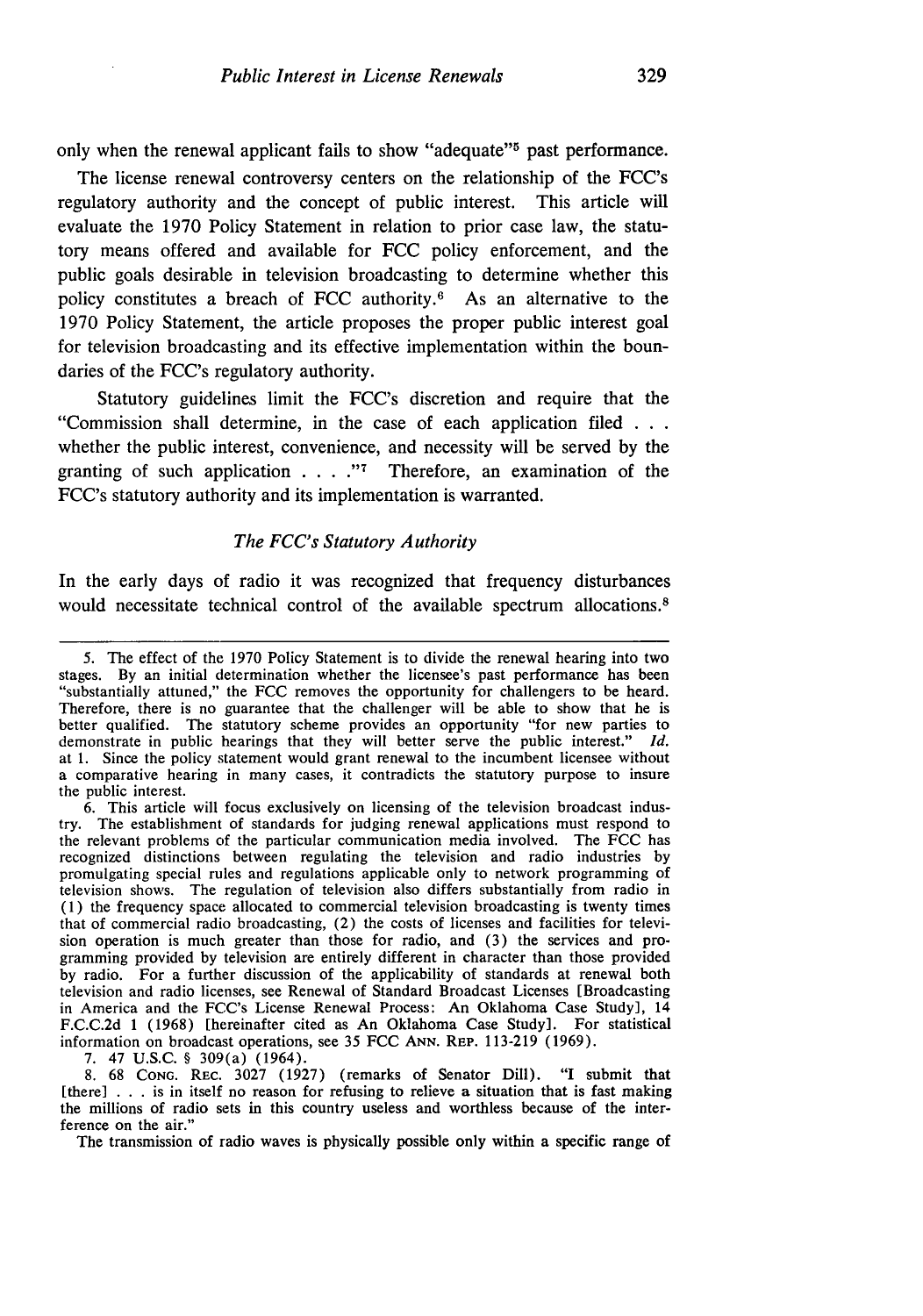only when the renewal applicant fails to show "adequate"[5] past performance.

The license renewal controversy centers on the relationship of the FCC's regulatory authority and the concept of public interest. This article will evaluate the 1970 Policy Statement in relation to prior case law, the statutory means offered and available for FCC policy enforcement, and the public goals desirable in television broadcasting to determine whether this policy constitutes a breach of FCC authority.[6] As an alternative to the 1970 Policy Statement, the article proposes the proper public interest goal for television broadcasting and its effective implementation within the boundaries of the FCC's regulatory authority.

Statutory guidelines limit the FCC's discretion and require that the "Commission shall determine, in the case of each application filed . . . whether the public interest, convenience, and necessity will be served by the granting of such application . . . ."[7] Therefore, an examination of the FCC's statutory authority and its implementation is warranted.

### *The FCC's Statutory Authority*

In the early days of radio it was recognized that frequency disturbances would necessitate technical control of the available spectrum allocations.[8]

---

5. The effect of the 1970 Policy Statement is to divide the renewal hearing into two stages. By an initial determination whether the licensee's past performance has been "substantially attuned," the FCC removes the opportunity for challengers to be heard. Therefore, there is no guarantee that the challenger will be able to show that he is better qualified. The statutory scheme provides an opportunity "for new parties to demonstrate in public hearings that they will better serve the public interest." *Id.* at 1. Since the policy statement would grant renewal to the incumbent licensee without a comparative hearing in many cases, it contradicts the statutory purpose to insure the public interest.

6. This article will focus exclusively on licensing of the television broadcast industry. The establishment of standards for judging renewal applications must respond to the relevant problems of the particular communication media involved. The FCC has recognized distinctions between regulating the television and radio industries by promulgating special rules and regulations applicable only to network programming of television shows. The regulation of television also differs substantially from radio in (1) the frequency space allocated to commercial television broadcasting is twenty times that of commercial radio broadcasting, (2) the costs of licenses and facilities for television operation is much greater than those for radio, and (3) the services and programming provided by television are entirely different in character than those provided by radio. For a further discussion of the applicability of standards at renewal both television and radio licenses, see Renewal of Standard Broadcast Licenses [Broadcasting in America and the FCC's License Renewal Process: An Oklahoma Case Study], 14 F.C.C.2d 1 (1968) [hereinafter cited as An Oklahoma Case Study]. For statistical information on broadcast operations, see 35 FCC ANN. REP. 113-219 (1969).

7. 47 U.S.C. § 309(a) (1964).

8. 68 CONG. REC. 3027 (1927) (remarks of Senator Dill). "I submit that [there] . . . is in itself no reason for refusing to relieve a situation that is fast making the millions of radio sets in this country useless and worthless because of the interference on the air."

The transmission of radio waves is physically possible only within a specific range of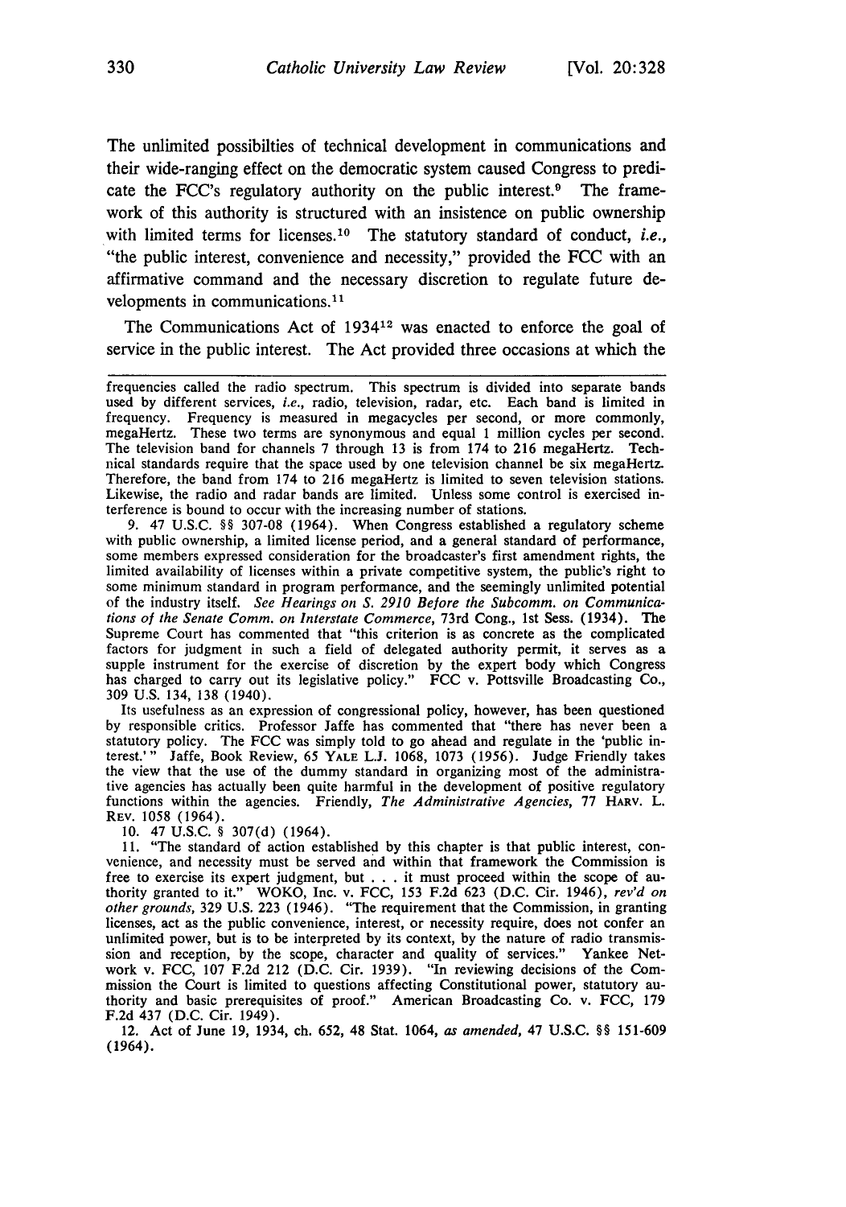The unlimited possibilties of technical development in communications and their wide-ranging effect on the democratic system caused Congress to predicate the FCC's regulatory authority on the public interest.[9] The framework of this authority is structured with an insistence on public ownership with limited terms for licenses.[10] The statutory standard of conduct, *i.e.*, "the public interest, convenience and necessity," provided the FCC with an affirmative command and the necessary discretion to regulate future developments in communications.[11]

The Communications Act of 1934[12] was enacted to enforce the goal of service in the public interest. The Act provided three occasions at which the

---

frequencies called the radio spectrum. This spectrum is divided into separate bands used by different services, *i.e.*, radio, television, radar, etc. Each band is limited in frequency. Frequency is measured in megacycles per second, or more commonly, megaHertz. These two terms are synonymous and equal 1 million cycles per second. The television band for channels 7 through 13 is from 174 to 216 megaHertz. Technical standards require that the space used by one television channel be six megaHertz. Therefore, the band from 174 to 216 megaHertz is limited to seven television stations. Likewise, the radio and radar bands are limited. Unless some control is exercised interference is bound to occur with the increasing number of stations.

9. 47 U.S.C. §§ 307-08 (1964). When Congress established a regulatory scheme with public ownership, a limited license period, and a general standard of performance, some members expressed consideration for the broadcaster's first amendment rights, the limited availability of licenses within a private competitive system, the public's right to some minimum standard in program performance, and the seemingly unlimited potential of the industry itself. *See Hearings on S. 2910 Before the Subcomm. on Communications of the Senate Comm. on Interstate Commerce*, 73rd Cong., 1st Sess. (1934). The Supreme Court has commented that "this criterion is as concrete as the complicated factors for judgment in such a field of delegated authority permit, it serves as a supple instrument for the exercise of discretion by the expert body which Congress has charged to carry out its legislative policy." FCC v. Pottsville Broadcasting Co., 309 U.S. 134, 138 (1940).

Its usefulness as an expression of congressional policy, however, has been questioned by responsible critics. Professor Jaffe has commented that "there has never been a statutory policy. The FCC was simply told to go ahead and regulate in the 'public interest.'" Jaffe, Book Review, 65 YALE L.J. 1068, 1073 (1956). Judge Friendly takes the view that the use of the dummy standard in organizing most of the administrative agencies has actually been quite harmful in the development of positive regulatory functions within the agencies. Friendly, *The Administrative Agencies*, 77 HARV. L. REV. 1058 (1964).

10. 47 U.S.C. § 307(d) (1964).

11. "The standard of action established by this chapter is that public interest, convenience, and necessity must be served and within that framework the Commission is free to exercise its expert judgment, but . . . it must proceed within the scope of authority granted to it." WOKO, Inc. v. FCC, 153 F.2d 623 (D.C. Cir. 1946), *rev'd on other grounds*, 329 U.S. 223 (1946). "The requirement that the Commission, in granting licenses, act as the public convenience, interest, or necessity require, does not confer an unlimited power, but is to be interpreted by its context, by the nature of radio transmission and reception, by the scope, character and quality of services." Yankee Network v. FCC, 107 F.2d 212 (D.C. Cir. 1939). "In reviewing decisions of the Commission the Court is limited to questions affecting Constitutional power, statutory authority and basic prerequisites of proof." American Broadcasting Co. v. FCC, 179 F.2d 437 (D.C. Cir. 1949).

12. Act of June 19, 1934, ch. 652, 48 Stat. 1064, *as amended*, 47 U.S.C. §§ 151-609 (1964).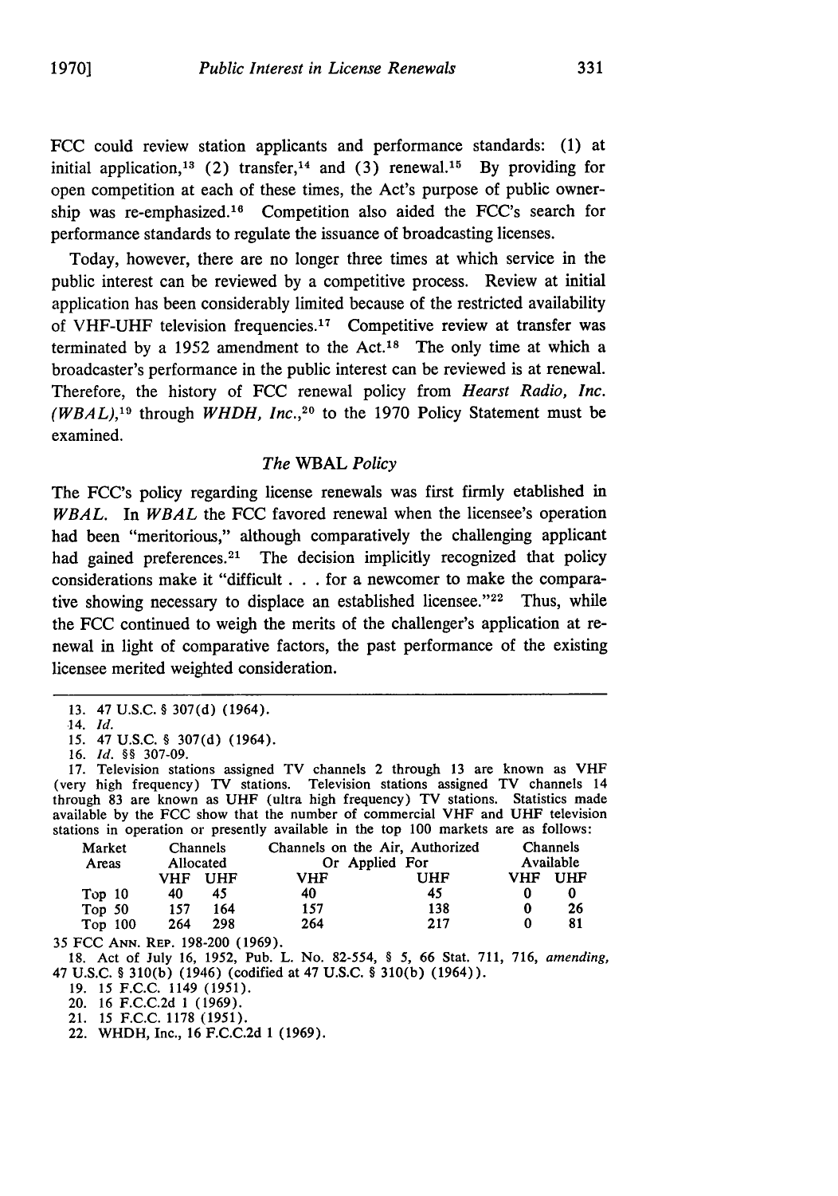FCC could review station applicants and performance standards: (1) at initial application,[13] (2) transfer,[14] and (3) renewal.[15] By providing for open competition at each of these times, the Act's purpose of public ownership was re-emphasized.[16] Competition also aided the FCC's search for performance standards to regulate the issuance of broadcasting licenses.

Today, however, there are no longer three times at which service in the public interest can be reviewed by a competitive process. Review at initial application has been considerably limited because of the restricted availability of VHF-UHF television frequencies.[17] Competitive review at transfer was terminated by a 1952 amendment to the Act.[18] The only time at which a broadcaster's performance in the public interest can be reviewed is at renewal. Therefore, the history of FCC renewal policy from *Hearst Radio, Inc. (WBAL)*,[19] through *WHDH, Inc.*,[20] to the 1970 Policy Statement must be examined.

### *The* WBAL *Policy*

The FCC's policy regarding license renewals was first firmly established in *WBAL*. In *WBAL* the FCC favored renewal when the licensee's operation had been "meritorious," although comparatively the challenging applicant had gained preferences.[21] The decision implicitly recognized that policy considerations make it "difficult . . . for a newcomer to make the comparative showing necessary to displace an established licensee."[22] Thus, while the FCC continued to weigh the merits of the challenger's application at renewal in light of comparative factors, the past performance of the existing licensee merited weighted consideration.

---

13. 47 U.S.C. § 307(d) (1964).

14. *Id.*

15. 47 U.S.C. § 307(d) (1964).

16. *Id.* §§ 307-09.

17. Television stations assigned TV channels 2 through 13 are known as VHF (very high frequency) TV stations. Television stations assigned TV channels 14 through 83 are known as UHF (ultra high frequency) TV stations. Statistics made available by the FCC show that the number of commercial VHF and UHF television stations in operation or presently available in the top 100 markets are as follows:

| Market Areas | Channels Allocated | | Channels on the Air, Authorized Or Applied For | | Channels Available | |
|---|---|---|---|---|---|---|
| | VHF | UHF | VHF | UHF | VHF | UHF |
| Top 10 | 40 | 45 | 40 | 45 | 0 | 0 |
| Top 50 | 157 | 164 | 157 | 138 | 0 | 26 |
| Top 100 | 264 | 298 | 264 | 217 | 0 | 81 |

35 FCC ANN. REP. 198-200 (1969).

18. Act of July 16, 1952, Pub. L. No. 82-554, § 5, 66 Stat. 711, 716, *amending*, 47 U.S.C. § 310(b) (1946) (codified at 47 U.S.C. § 310(b) (1964)).

19. 15 F.C.C. 1149 (1951).

20. 16 F.C.C.2d 1 (1969).

21. 15 F.C.C. 1178 (1951).

22. WHDH, Inc., 16 F.C.C.2d 1 (1969).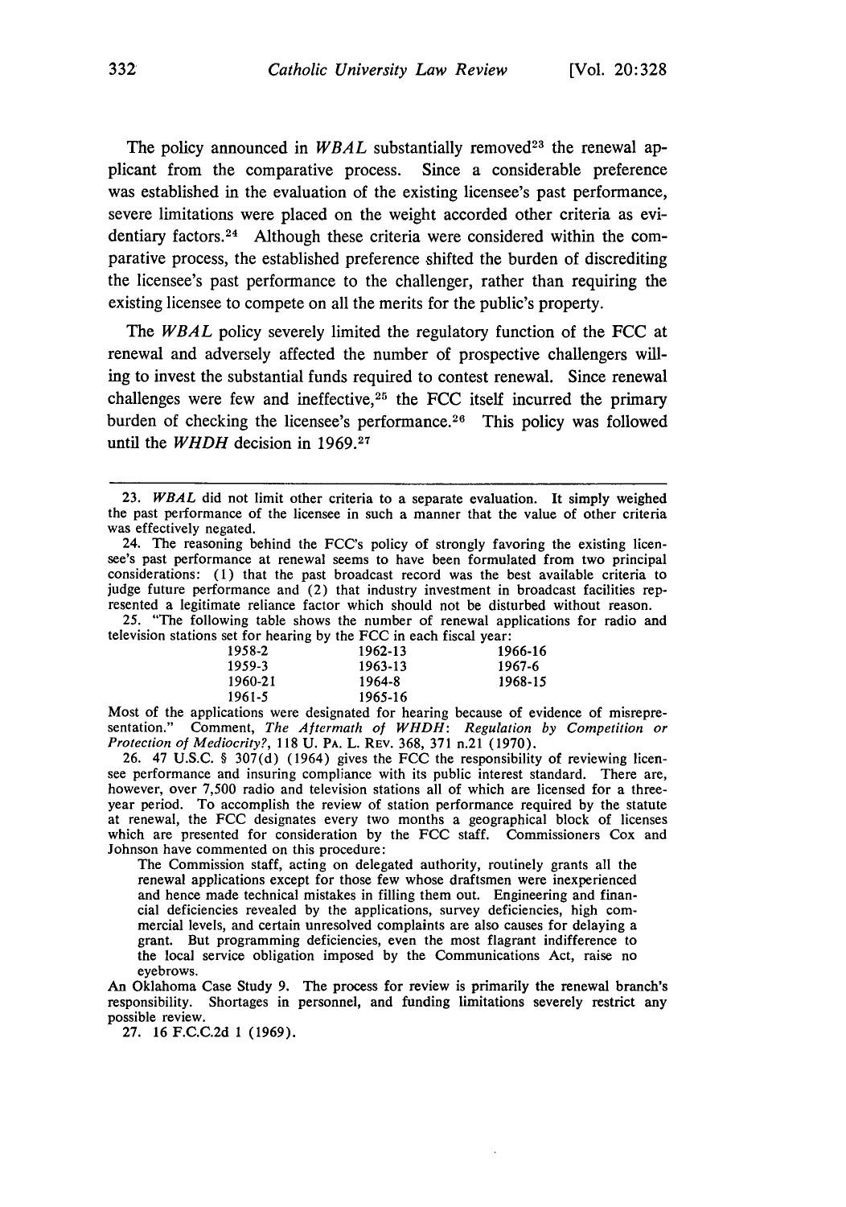The policy announced in *WBAL* substantially removed[23] the renewal applicant from the comparative process. Since a considerable preference was established in the evaluation of the existing licensee's past performance, severe limitations were placed on the weight accorded other criteria as evidentiary factors.[24] Although these criteria were considered within the comparative process, the established preference shifted the burden of discrediting the licensee's past performance to the challenger, rather than requiring the existing licensee to compete on all the merits for the public's property.

The *WBAL* policy severely limited the regulatory function of the FCC at renewal and adversely affected the number of prospective challengers willing to invest the substantial funds required to contest renewal. Since renewal challenges were few and ineffective,[25] the FCC itself incurred the primary burden of checking the licensee's performance.[26] This policy was followed until the *WHDH* decision in 1969.[27]

---

23. *WBAL* did not limit other criteria to a separate evaluation. It simply weighed the past performance of the licensee in such a manner that the value of other criteria was effectively negated.

24. The reasoning behind the FCC's policy of strongly favoring the existing licensee's past performance at renewal seems to have been formulated from two principal considerations: (1) that the past broadcast record was the best available criteria to judge future performance and (2) that industry investment in broadcast facilities represented a legitimate reliance factor which should not be disturbed without reason.

25. "The following table shows the number of renewal applications for radio and television stations set for hearing by the FCC in each fiscal year:

| | | |
|---|---|---|
| 1958-2 | 1962-13 | 1966-16 |
| 1959-3 | 1963-13 | 1967-6 |
| 1960-21 | 1964-8 | 1968-15 |
| 1961-5 | 1965-16 | |

Most of the applications were designated for hearing because of evidence of misrepresentation." Comment, *The Aftermath of WHDH: Regulation by Competition or Protection of Mediocrity?*, 118 U. PA. L. REV. 368, 371 n.21 (1970).

26. 47 U.S.C. § 307(d) (1964) gives the FCC the responsibility of reviewing licensee performance and insuring compliance with its public interest standard. There are, however, over 7,500 radio and television stations all of which are licensed for a three-year period. To accomplish the review of station performance required by the statute at renewal, the FCC designates every two months a geographical block of licenses which are presented for consideration by the FCC staff. Commissioners Cox and Johnson have commented on this procedure:

> The Commission staff, acting on delegated authority, routinely grants all the renewal applications except for those few whose draftsmen were inexperienced and hence made technical mistakes in filling them out. Engineering and financial deficiencies revealed by the applications, survey deficiencies, high commercial levels, and certain unresolved complaints are also causes for delaying a grant. But programming deficiencies, even the most flagrant indifference to the local service obligation imposed by the Communications Act, raise no eyebrows.

An Oklahoma Case Study 9. The process for review is primarily the renewal branch's responsibility. Shortages in personnel, and funding limitations severely restrict any possible review.

27. 16 F.C.C.2d 1 (1969).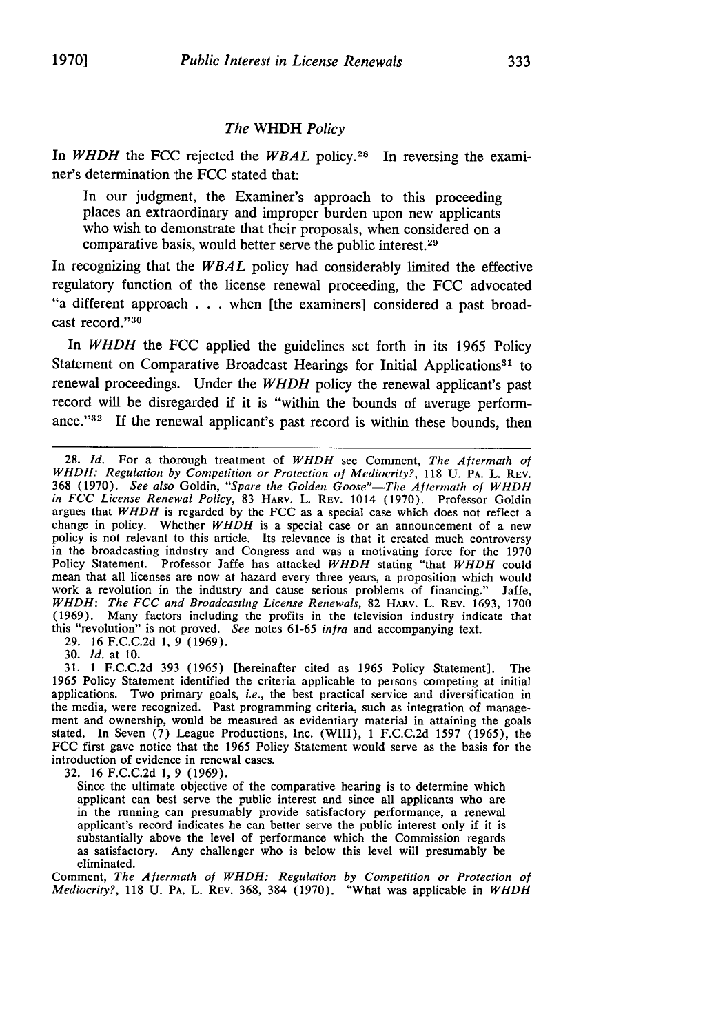### *The* WHDH *Policy*

In *WHDH* the FCC rejected the *WBAL* policy.[28] In reversing the examiner's determination the FCC stated that:

> In our judgment, the Examiner's approach to this proceeding places an extraordinary and improper burden upon new applicants who wish to demonstrate that their proposals, when considered on a comparative basis, would better serve the public interest.[29]

In recognizing that the *WBAL* policy had considerably limited the effective regulatory function of the license renewal proceeding, the FCC advocated "a different approach . . . when [the examiners] considered a past broadcast record."[30]

In *WHDH* the FCC applied the guidelines set forth in its 1965 Policy Statement on Comparative Broadcast Hearings for Initial Applications[31] to renewal proceedings. Under the *WHDH* policy the renewal applicant's past record will be disregarded if it is "within the bounds of average performance."[32] If the renewal applicant's past record is within these bounds, then

---

28. *Id.* For a thorough treatment of *WHDH* see Comment, *The Aftermath of WHDH: Regulation by Competition or Protection of Mediocrity?*, 118 U. PA. L. REV. 368 (1970). *See also* Goldin, *"Spare the Golden Goose"—The Aftermath of WHDH in FCC License Renewal Policy*, 83 HARV. L. REV. 1014 (1970). Professor Goldin argues that *WHDH* is regarded by the FCC as a special case which does not reflect a change in policy. Whether *WHDH* is a special case or an announcement of a new policy is not relevant to this article. Its relevance is that it created much controversy in the broadcasting industry and Congress and was a motivating force for the 1970 Policy Statement. Professor Jaffe has attacked *WHDH* stating "that *WHDH* could mean that all licenses are now at hazard every three years, a proposition which would work a revolution in the industry and cause serious problems of financing." Jaffe, *WHDH: The FCC and Broadcasting License Renewals*, 82 HARV. L. REV. 1693, 1700 (1969). Many factors including the profits in the television industry indicate that this "revolution" is not proved. *See* notes 61-65 *infra* and accompanying text.

29. 16 F.C.C.2d 1, 9 (1969).

30. *Id.* at 10.

31. 1 F.C.C.2d 393 (1965) [hereinafter cited as 1965 Policy Statement]. The 1965 Policy Statement identified the criteria applicable to persons competing at initial applications. Two primary goals, *i.e.*, the best practical service and diversification in the media, were recognized. Past programming criteria, such as integration of management and ownership, would be measured as evidentiary material in attaining the goals stated. In Seven (7) League Productions, Inc. (WIII), 1 F.C.C.2d 1597 (1965), the FCC first gave notice that the 1965 Policy Statement would serve as the basis for the introduction of evidence in renewal cases.

32. 16 F.C.C.2d 1, 9 (1969).

> Since the ultimate objective of the comparative hearing is to determine which applicant can best serve the public interest and since all applicants who are in the running can presumably provide satisfactory performance, a renewal applicant's record indicates he can better serve the public interest only if it is substantially above the level of performance which the Commission regards as satisfactory. Any challenger who is below this level will presumably be eliminated.

Comment, *The Aftermath of WHDH: Regulation by Competition or Protection of Mediocrity?*, 118 U. PA. L. REV. 368, 384 (1970). "What was applicable in *WHDH*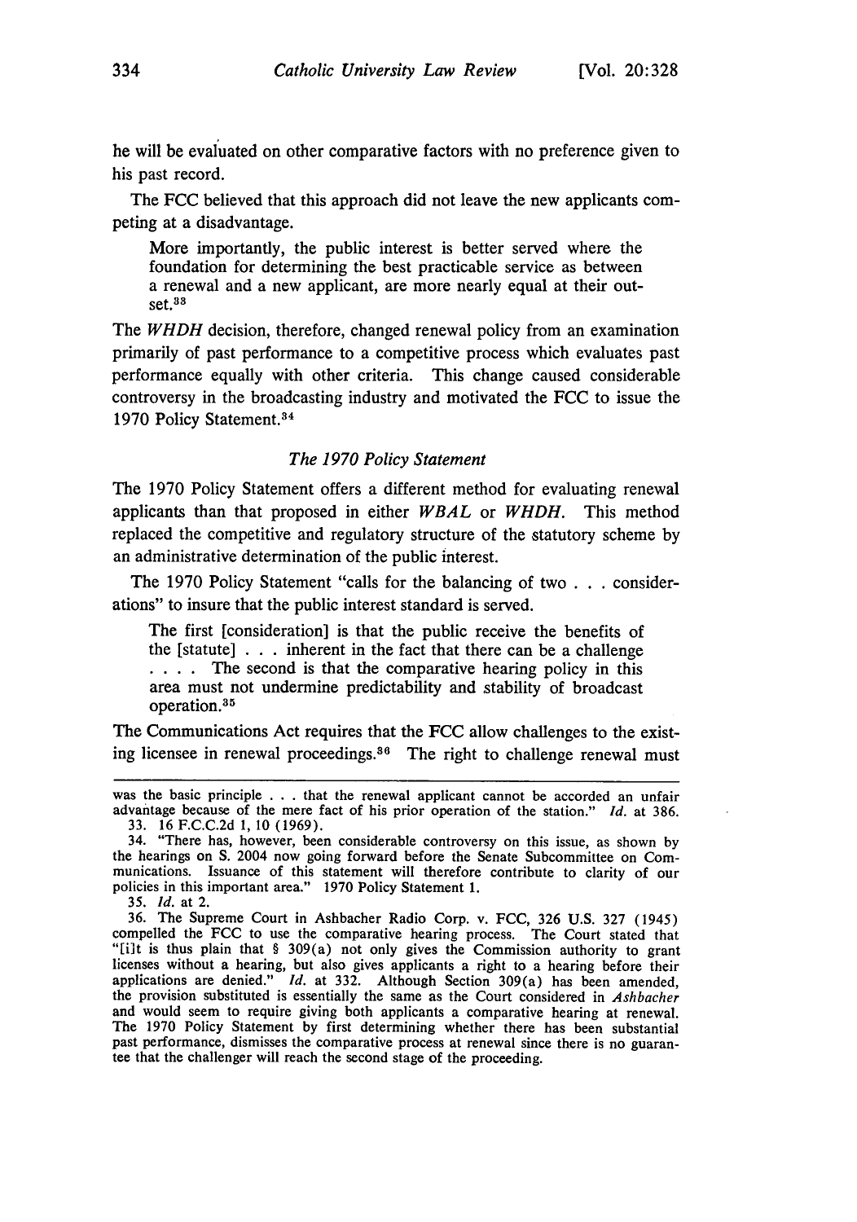he will be evaluated on other comparative factors with no preference given to his past record.

The FCC believed that this approach did not leave the new applicants competing at a disadvantage.

> More importantly, the public interest is better served where the foundation for determining the best practicable service as between a renewal and a new applicant, are more nearly equal at their outset.[33]

The *WHDH* decision, therefore, changed renewal policy from an examination primarily of past performance to a competitive process which evaluates past performance equally with other criteria. This change caused considerable controversy in the broadcasting industry and motivated the FCC to issue the 1970 Policy Statement.[34]

### *The 1970 Policy Statement*

The 1970 Policy Statement offers a different method for evaluating renewal applicants than that proposed in either *WBAL* or *WHDH*. This method replaced the competitive and regulatory structure of the statutory scheme by an administrative determination of the public interest.

The 1970 Policy Statement "calls for the balancing of two . . . considerations" to insure that the public interest standard is served.

> The first [consideration] is that the public receive the benefits of the [statute] . . . inherent in the fact that there can be a challenge . . . . The second is that the comparative hearing policy in this area must not undermine predictability and stability of broadcast operation.[35]

The Communications Act requires that the FCC allow challenges to the existing licensee in renewal proceedings.[36] The right to challenge renewal must

---

was the basic principle . . . that the renewal applicant cannot be accorded an unfair advantage because of the mere fact of his prior operation of the station." *Id.* at 386.

33. 16 F.C.C.2d 1, 10 (1969).

34. "There has, however, been considerable controversy on this issue, as shown by the hearings on S. 2004 now going forward before the Senate Subcommittee on Communications. Issuance of this statement will therefore contribute to clarity of our policies in this important area." 1970 Policy Statement 1.

35. *Id.* at 2.

36. The Supreme Court in Ashbacher Radio Corp. v. FCC, 326 U.S. 327 (1945) compelled the FCC to use the comparative hearing process. The Court stated that "[i]t is thus plain that § 309(a) not only gives the Commission authority to grant licenses without a hearing, but also gives applicants a right to a hearing before their applications are denied." *Id.* at 332. Although Section 309(a) has been amended, the provision substituted is essentially the same as the Court considered in *Ashbacher* and would seem to require giving both applicants a comparative hearing at renewal. The 1970 Policy Statement by first determining whether there has been substantial past performance, dismisses the comparative process at renewal since there is no guarantee that the challenger will reach the second stage of the proceeding.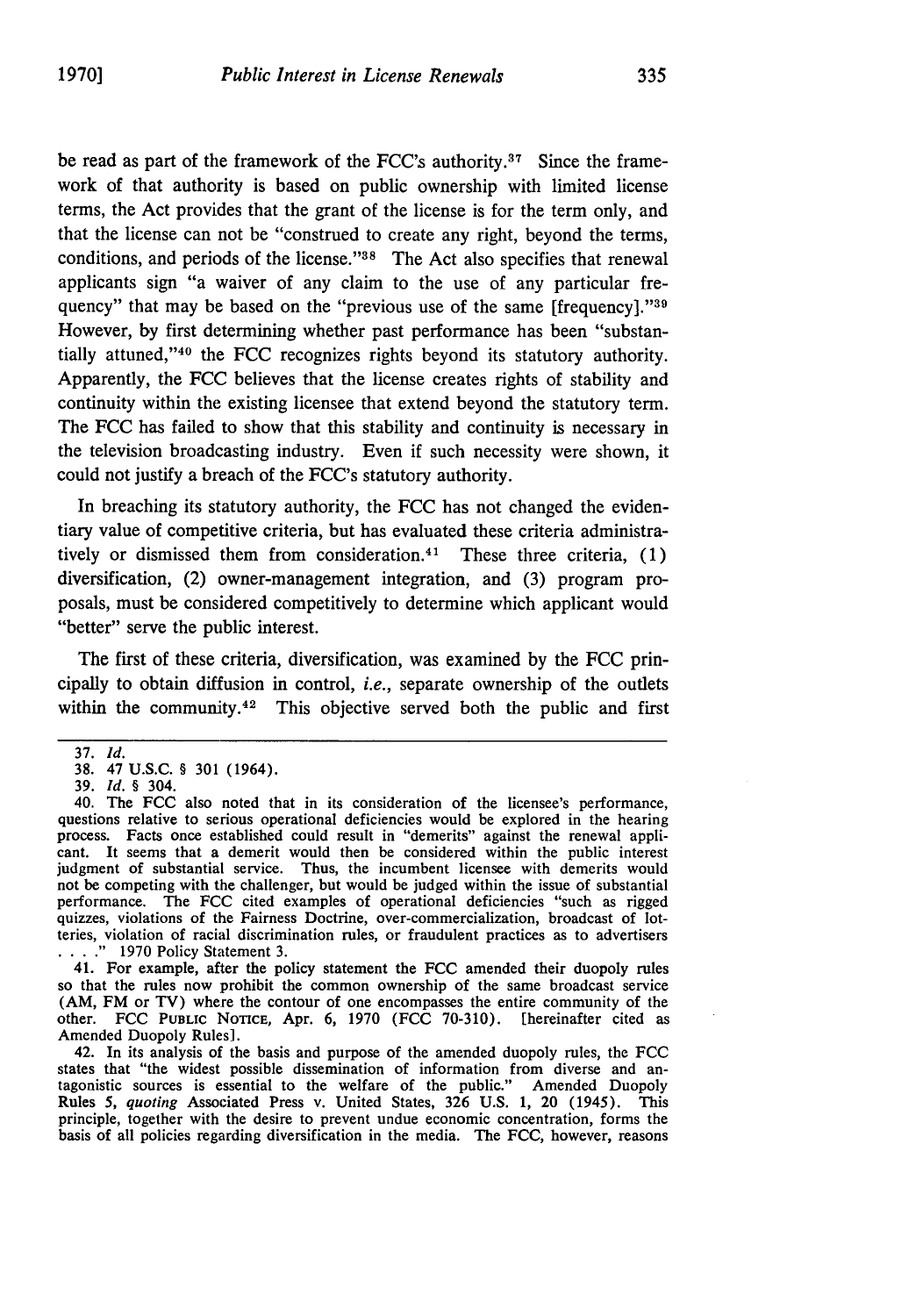be read as part of the framework of the FCC's authority.[37] Since the framework of that authority is based on public ownership with limited license terms, the Act provides that the grant of the license is for the term only, and that the license can not be "construed to create any right, beyond the terms, conditions, and periods of the license."[38] The Act also specifies that renewal applicants sign "a waiver of any claim to the use of any particular frequency" that may be based on the "previous use of the same [frequency]."[39] However, by first determining whether past performance has been "substantially attuned,"[40] the FCC recognizes rights beyond its statutory authority. Apparently, the FCC believes that the license creates rights of stability and continuity within the existing licensee that extend beyond the statutory term. The FCC has failed to show that this stability and continuity is necessary in the television broadcasting industry. Even if such necessity were shown, it could not justify a breach of the FCC's statutory authority.

In breaching its statutory authority, the FCC has not changed the evidentiary value of competitive criteria, but has evaluated these criteria administratively or dismissed them from consideration.[41] These three criteria, (1) diversification, (2) owner-management integration, and (3) program proposals, must be considered competitively to determine which applicant would "better" serve the public interest.

The first of these criteria, diversification, was examined by the FCC principally to obtain diffusion in control, *i.e.*, separate ownership of the outlets within the community.[42] This objective served both the public and first

---

37. *Id.*

38. 47 U.S.C. § 301 (1964).

39. *Id.* § 304.

40. The FCC also noted that in its consideration of the licensee's performance, questions relative to serious operational deficiencies would be explored in the hearing process. Facts once established could result in "demerits" against the renewal applicant. It seems that a demerit would then be considered within the public interest judgment of substantial service. Thus, the incumbent licensee with demerits would not be competing with the challenger, but would be judged within the issue of substantial performance. The FCC cited examples of operational deficiencies "such as rigged quizzes, violations of the Fairness Doctrine, over-commercialization, broadcast of lotteries, violation of racial discrimination rules, or fraudulent practices as to advertisers . . . ." 1970 Policy Statement 3.

41. For example, after the policy statement the FCC amended their duopoly rules so that the rules now prohibit the common ownership of the same broadcast service (AM, FM or TV) where the contour of one encompasses the entire community of the other. FCC PUBLIC NOTICE, Apr. 6, 1970 (FCC 70-310). [hereinafter cited as Amended Duopoly Rules].

42. In its analysis of the basis and purpose of the amended duopoly rules, the FCC states that "the widest possible dissemination of information from diverse and antagonistic sources is essential to the welfare of the public." Amended Duopoly Rules 5, *quoting* Associated Press v. United States, 326 U.S. 1, 20 (1945). This principle, together with the desire to prevent undue economic concentration, forms the basis of all policies regarding diversification in the media. The FCC, however, reasons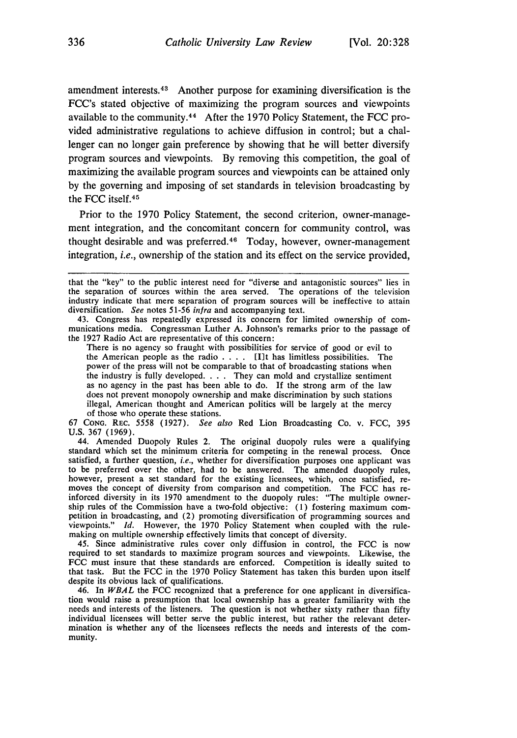amendment interests.[43] Another purpose for examining diversification is the FCC's stated objective of maximizing the program sources and viewpoints available to the community.[44] After the 1970 Policy Statement, the FCC provided administrative regulations to achieve diffusion in control; but a challenger can no longer gain preference by showing that he will better diversify program sources and viewpoints. By removing this competition, the goal of maximizing the available program sources and viewpoints can be attained only by the governing and imposing of set standards in television broadcasting by the FCC itself.[45]

Prior to the 1970 Policy Statement, the second criterion, owner-management integration, and the concomitant concern for community control, was thought desirable and was preferred.[46] Today, however, owner-management integration, *i.e.*, ownership of the station and its effect on the service provided,

---

that the "key" to the public interest need for "diverse and antagonistic sources" lies in the separation of sources within the area served. The operations of the television industry indicate that mere separation of program sources will be ineffective to attain diversification. *See* notes 51-56 *infra* and accompanying text.

43. Congress has repeatedly expressed its concern for limited ownership of communications media. Congressman Luther A. Johnson's remarks prior to the passage of the 1927 Radio Act are representative of this concern:

> There is no agency so fraught with possibilities for service of good or evil to the American people as the radio . . . . [I]t has limitless possibilities. The power of the press will not be comparable to that of broadcasting stations when the industry is fully developed. . . . They can mold and crystallize sentiment as no agency in the past has been able to do. If the strong arm of the law does not prevent monopoly ownership and make discrimination by such stations illegal, American thought and American politics will be largely at the mercy of those who operate these stations.

67 CONG. REC. 5558 (1927). *See also* Red Lion Broadcasting Co. v. FCC, 395 U.S. 367 (1969).

44. Amended Duopoly Rules 2. The original duopoly rules were a qualifying standard which set the minimum criteria for competing in the renewal process. Once satisfied, a further question, *i.e.*, whether for diversification purposes one applicant was to be preferred over the other, had to be answered. The amended duopoly rules, however, present a set standard for the existing licensees, which, once satisfied, removes the concept of diversity from comparison and competition. The FCC has reinforced diversity in its 1970 amendment to the duopoly rules: "The multiple ownership rules of the Commission have a two-fold objective: (1) fostering maximum competition in broadcasting, and (2) promoting diversification of programming sources and viewpoints." *Id.* However, the 1970 Policy Statement when coupled with the rulemaking on multiple ownership effectively limits that concept of diversity.

45. Since administrative rules cover only diffusion in control, the FCC is now required to set standards to maximize program sources and viewpoints. Likewise, the FCC must insure that these standards are enforced. Competition is ideally suited to that task. But the FCC in the 1970 Policy Statement has taken this burden upon itself despite its obvious lack of qualifications.

46. In *WBAL* the FCC recognized that a preference for one applicant in diversification would raise a presumption that local ownership has a greater familiarity with the needs and interests of the listeners. The question is not whether sixty rather than fifty individual licensees will better serve the public interest, but rather the relevant determination is whether any of the licensees reflects the needs and interests of the community.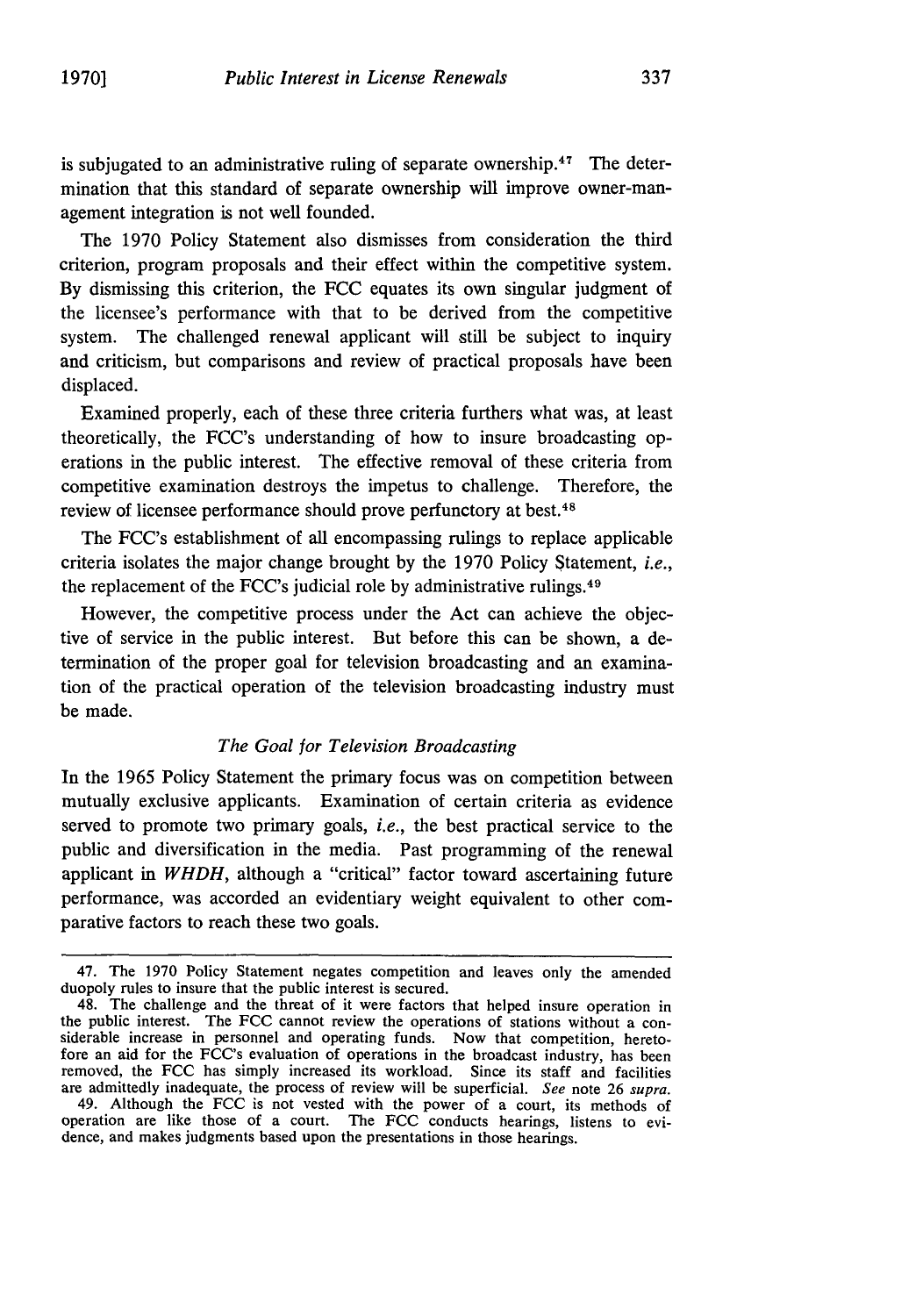is subjugated to an administrative ruling of separate ownership.[47] The determination that this standard of separate ownership will improve owner-management integration is not well founded.

The 1970 Policy Statement also dismisses from consideration the third criterion, program proposals and their effect within the competitive system. By dismissing this criterion, the FCC equates its own singular judgment of the licensee's performance with that to be derived from the competitive system. The challenged renewal applicant will still be subject to inquiry and criticism, but comparisons and review of practical proposals have been displaced.

Examined properly, each of these three criteria furthers what was, at least theoretically, the FCC's understanding of how to insure broadcasting operations in the public interest. The effective removal of these criteria from competitive examination destroys the impetus to challenge. Therefore, the review of licensee performance should prove perfunctory at best.[48]

The FCC's establishment of all encompassing rulings to replace applicable criteria isolates the major change brought by the 1970 Policy Statement, *i.e.*, the replacement of the FCC's judicial role by administrative rulings.[49]

However, the competitive process under the Act can achieve the objective of service in the public interest. But before this can be shown, a determination of the proper goal for television broadcasting and an examination of the practical operation of the television broadcasting industry must be made.

### *The Goal for Television Broadcasting*

In the 1965 Policy Statement the primary focus was on competition between mutually exclusive applicants. Examination of certain criteria as evidence served to promote two primary goals, *i.e.*, the best practical service to the public and diversification in the media. Past programming of the renewal applicant in *WHDH*, although a "critical" factor toward ascertaining future performance, was accorded an evidentiary weight equivalent to other comparative factors to reach these two goals.

---

47. The 1970 Policy Statement negates competition and leaves only the amended duopoly rules to insure that the public interest is secured.

48. The challenge and the threat of it were factors that helped insure operation in the public interest. The FCC cannot review the operations of stations without a considerable increase in personnel and operating funds. Now that competition, heretofore an aid for the FCC's evaluation of operations in the broadcast industry, has been removed, the FCC has simply increased its workload. Since its staff and facilities are admittedly inadequate, the process of review will be superficial. *See* note 26 *supra*.

49. Although the FCC is not vested with the power of a court, its methods of operation are like those of a court. The FCC conducts hearings, listens to evidence, and makes judgments based upon the presentations in those hearings.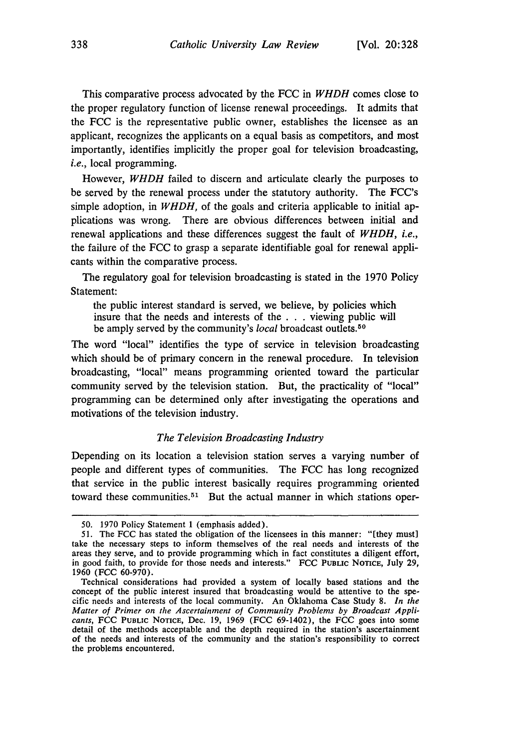This comparative process advocated by the FCC in *WHDH* comes close to the proper regulatory function of license renewal proceedings. It admits that the FCC is the representative public owner, establishes the licensee as an applicant, recognizes the applicants on a equal basis as competitors, and most importantly, identifies implicitly the proper goal for television broadcasting, *i.e.*, local programming.

However, *WHDH* failed to discern and articulate clearly the purposes to be served by the renewal process under the statutory authority. The FCC's simple adoption, in *WHDH*, of the goals and criteria applicable to initial applications was wrong. There are obvious differences between initial and renewal applications and these differences suggest the fault of *WHDH*, *i.e.*, the failure of the FCC to grasp a separate identifiable goal for renewal applicants within the comparative process.

The regulatory goal for television broadcasting is stated in the 1970 Policy Statement:

> the public interest standard is served, we believe, by policies which insure that the needs and interests of the . . . viewing public will be amply served by the community's *local* broadcast outlets.[50]

The word "local" identifies the type of service in television broadcasting which should be of primary concern in the renewal procedure. In television broadcasting, "local" means programming oriented toward the particular community served by the television station. But, the practicality of "local" programming can be determined only after investigating the operations and motivations of the television industry.

### *The Television Broadcasting Industry*

Depending on its location a television station serves a varying number of people and different types of communities. The FCC has long recognized that service in the public interest basically requires programming oriented toward these communities.[51] But the actual manner in which stations oper-

---

50. 1970 Policy Statement 1 (emphasis added).

51. The FCC has stated the obligation of the licensees in this manner: "[they must] take the necessary steps to inform themselves of the real needs and interests of the areas they serve, and to provide programming which in fact constitutes a diligent effort, in good faith, to provide for those needs and interests." FCC PUBLIC NOTICE, July 29, 1960 (FCC 60-970).

Technical considerations had provided a system of locally based stations and the concept of the public interest insured that broadcasting would be attentive to the specific needs and interests of the local community. An Oklahoma Case Study 8. *In the Matter of Primer on the Ascertainment of Community Problems by Broadcast Applicants*, FCC PUBLIC NOTICE, Dec. 19, 1969 (FCC 69-1402), the FCC goes into some detail of the methods acceptable and the depth required in the station's ascertainment of the needs and interests of the community and the station's responsibility to correct the problems encountered.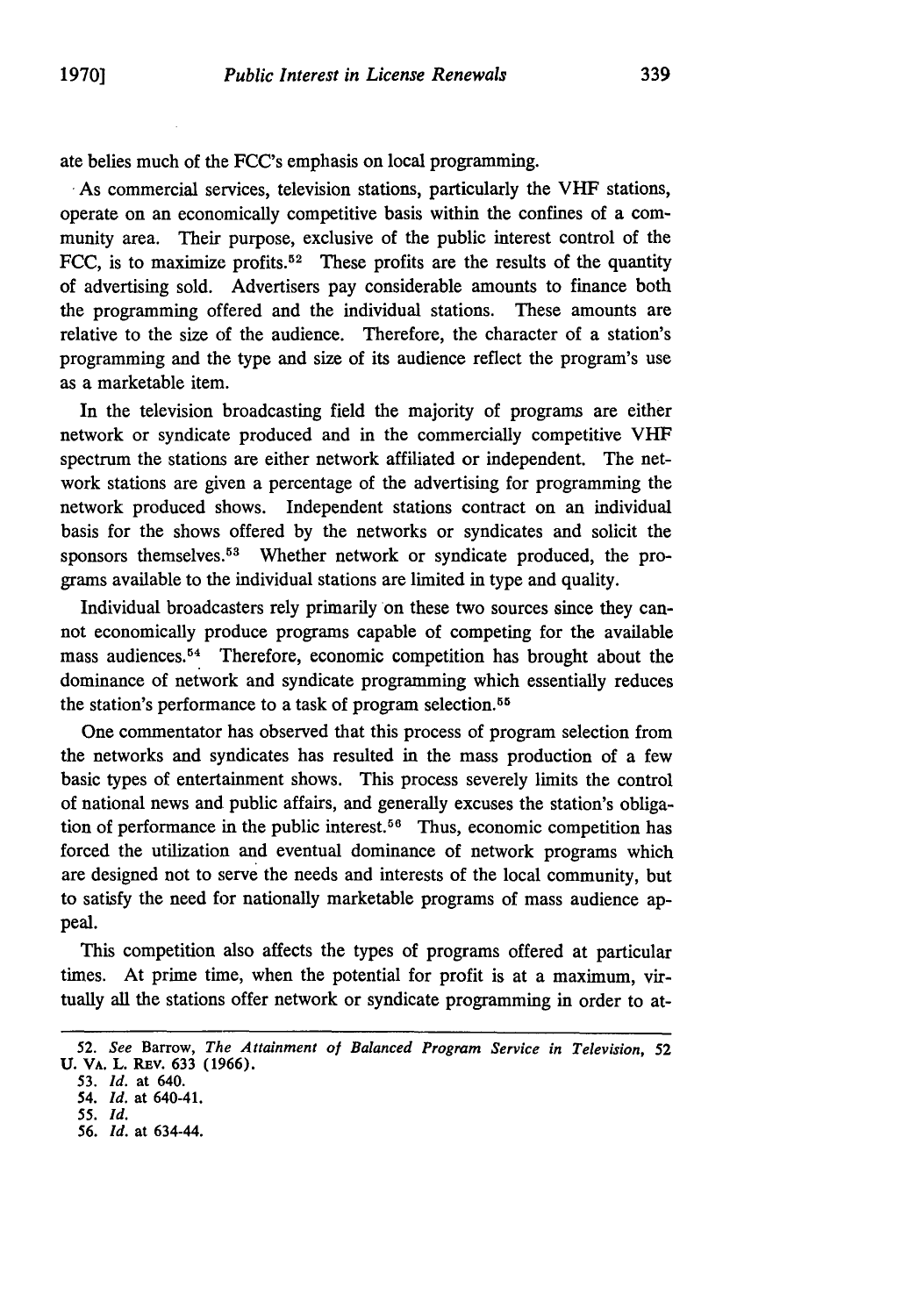ate belies much of the FCC's emphasis on local programming.

As commercial services, television stations, particularly the VHF stations, operate on an economically competitive basis within the confines of a community area. Their purpose, exclusive of the public interest control of the FCC, is to maximize profits.[52] These profits are the results of the quantity of advertising sold. Advertisers pay considerable amounts to finance both the programming offered and the individual stations. These amounts are relative to the size of the audience. Therefore, the character of a station's programming and the type and size of its audience reflect the program's use as a marketable item.

In the television broadcasting field the majority of programs are either network or syndicate produced and in the commercially competitive VHF spectrum the stations are either network affiliated or independent. The network stations are given a percentage of the advertising for programming the network produced shows. Independent stations contract on an individual basis for the shows offered by the networks or syndicates and solicit the sponsors themselves.[53] Whether network or syndicate produced, the programs available to the individual stations are limited in type and quality.

Individual broadcasters rely primarily on these two sources since they cannot economically produce programs capable of competing for the available mass audiences.[54] Therefore, economic competition has brought about the dominance of network and syndicate programming which essentially reduces the station's performance to a task of program selection.[55]

One commentator has observed that this process of program selection from the networks and syndicates has resulted in the mass production of a few basic types of entertainment shows. This process severely limits the control of national news and public affairs, and generally excuses the station's obligation of performance in the public interest.[56] Thus, economic competition has forced the utilization and eventual dominance of network programs which are designed not to serve the needs and interests of the local community, but to satisfy the need for nationally marketable programs of mass audience appeal.

This competition also affects the types of programs offered at particular times. At prime time, when the potential for profit is at a maximum, virtually all the stations offer network or syndicate programming in order to at-

---

52. *See* Barrow, *The Attainment of Balanced Program Service in Television*, 52 U. VA. L. REV. 633 (1966).

53. *Id.* at 640.

54. *Id.* at 640-41.

55. *Id.*

56. *Id.* at 634-44.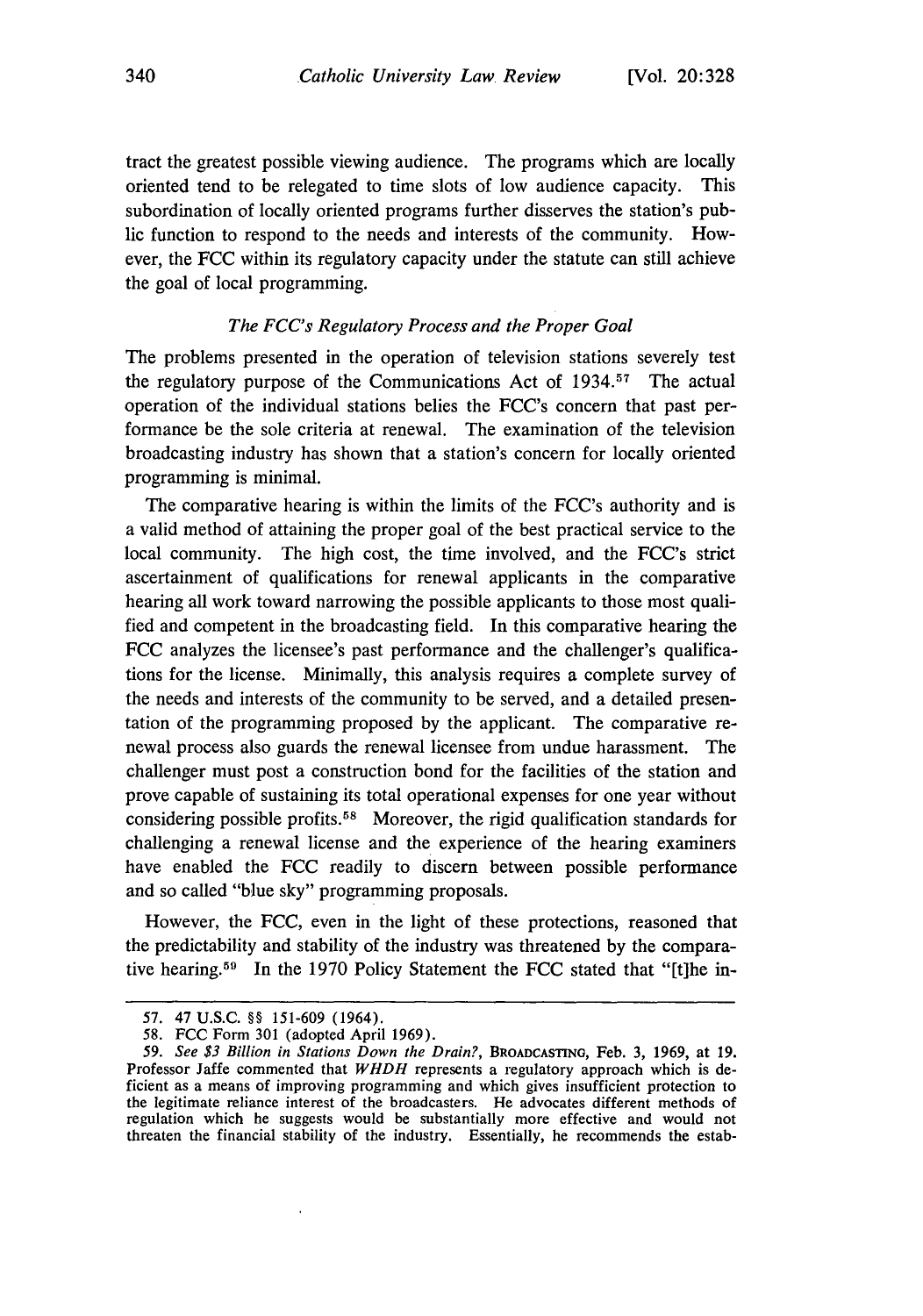tract the greatest possible viewing audience. The programs which are locally oriented tend to be relegated to time slots of low audience capacity. This subordination of locally oriented programs further disserves the station's public function to respond to the needs and interests of the community. However, the FCC within its regulatory capacity under the statute can still achieve the goal of local programming.

### *The FCC's Regulatory Process and the Proper Goal*

The problems presented in the operation of television stations severely test the regulatory purpose of the Communications Act of 1934.[57] The actual operation of the individual stations belies the FCC's concern that past performance be the sole criteria at renewal. The examination of the television broadcasting industry has shown that a station's concern for locally oriented programming is minimal.

The comparative hearing is within the limits of the FCC's authority and is a valid method of attaining the proper goal of the best practical service to the local community. The high cost, the time involved, and the FCC's strict ascertainment of qualifications for renewal applicants in the comparative hearing all work toward narrowing the possible applicants to those most qualified and competent in the broadcasting field. In this comparative hearing the FCC analyzes the licensee's past performance and the challenger's qualifications for the license. Minimally, this analysis requires a complete survey of the needs and interests of the community to be served, and a detailed presentation of the programming proposed by the applicant. The comparative renewal process also guards the renewal licensee from undue harassment. The challenger must post a construction bond for the facilities of the station and prove capable of sustaining its total operational expenses for one year without considering possible profits.[58] Moreover, the rigid qualification standards for challenging a renewal license and the experience of the hearing examiners have enabled the FCC readily to discern between possible performance and so called "blue sky" programming proposals.

However, the FCC, even in the light of these protections, reasoned that the predictability and stability of the industry was threatened by the comparative hearing.[59] In the 1970 Policy Statement the FCC stated that "[t]he in-

---

57. 47 U.S.C. §§ 151-609 (1964).

58. FCC Form 301 (adopted April 1969).

59. *See $3 Billion in Stations Down the Drain?*, BROADCASTING, Feb. 3, 1969, at 19. Professor Jaffe commented that *WHDH* represents a regulatory approach which is deficient as a means of improving programming and which gives insufficient protection to the legitimate reliance interest of the broadcasters. He advocates different methods of regulation which he suggests would be substantially more effective and would not threaten the financial stability of the industry. Essentially, he recommends the estab-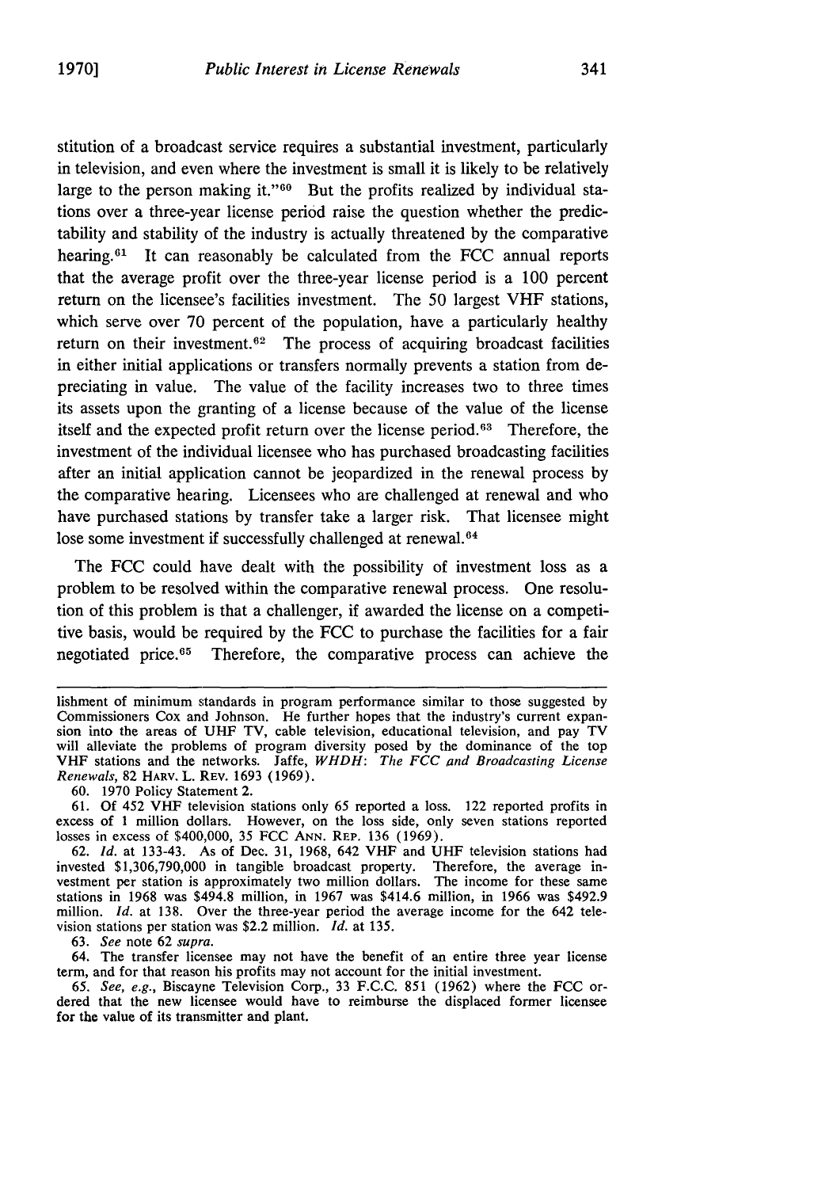stitution of a broadcast service requires a substantial investment, particularly in television, and even where the investment is small it is likely to be relatively large to the person making it."[60] But the profits realized by individual stations over a three-year license period raise the question whether the predictability and stability of the industry is actually threatened by the comparative hearing.[61] It can reasonably be calculated from the FCC annual reports that the average profit over the three-year license period is a 100 percent return on the licensee's facilities investment. The 50 largest VHF stations, which serve over 70 percent of the population, have a particularly healthy return on their investment.[62] The process of acquiring broadcast facilities in either initial applications or transfers normally prevents a station from depreciating in value. The value of the facility increases two to three times its assets upon the granting of a license because of the value of the license itself and the expected profit return over the license period.[63] Therefore, the investment of the individual licensee who has purchased broadcasting facilities after an initial application cannot be jeopardized in the renewal process by the comparative hearing. Licensees who are challenged at renewal and who have purchased stations by transfer take a larger risk. That licensee might lose some investment if successfully challenged at renewal.[64]

The FCC could have dealt with the possibility of investment loss as a problem to be resolved within the comparative renewal process. One resolution of this problem is that a challenger, if awarded the license on a competitive basis, would be required by the FCC to purchase the facilities for a fair negotiated price.[65] Therefore, the comparative process can achieve the

---

lishment of minimum standards in program performance similar to those suggested by Commissioners Cox and Johnson. He further hopes that the industry's current expansion into the areas of UHF TV, cable television, educational television, and pay TV will alleviate the problems of program diversity posed by the dominance of the top VHF stations and the networks. Jaffe, *WHDH: The FCC and Broadcasting License Renewals*, 82 HARV. L. REV. 1693 (1969).

60. 1970 Policy Statement 2.

61. Of 452 VHF television stations only 65 reported a loss. 122 reported profits in excess of 1 million dollars. However, on the loss side, only seven stations reported losses in excess of $400,000, 35 FCC ANN. REP. 136 (1969).

62. *Id.* at 133-43. As of Dec. 31, 1968, 642 VHF and UHF television stations had invested $1,306,790,000 in tangible broadcast property. Therefore, the average investment per station is approximately two million dollars. The income for these same stations in 1968 was $494.8 million, in 1967 was $414.6 million, in 1966 was $492.9 million. *Id.* at 138. Over the three-year period the average income for the 642 television stations per station was $2.2 million. *Id.* at 135.

63. *See* note 62 *supra*.

64. The transfer licensee may not have the benefit of an entire three year license term, and for that reason his profits may not account for the initial investment.

65. *See, e.g.*, Biscayne Television Corp., 33 F.C.C. 851 (1962) where the FCC ordered that the new licensee would have to reimburse the displaced former licensee for the value of its transmitter and plant.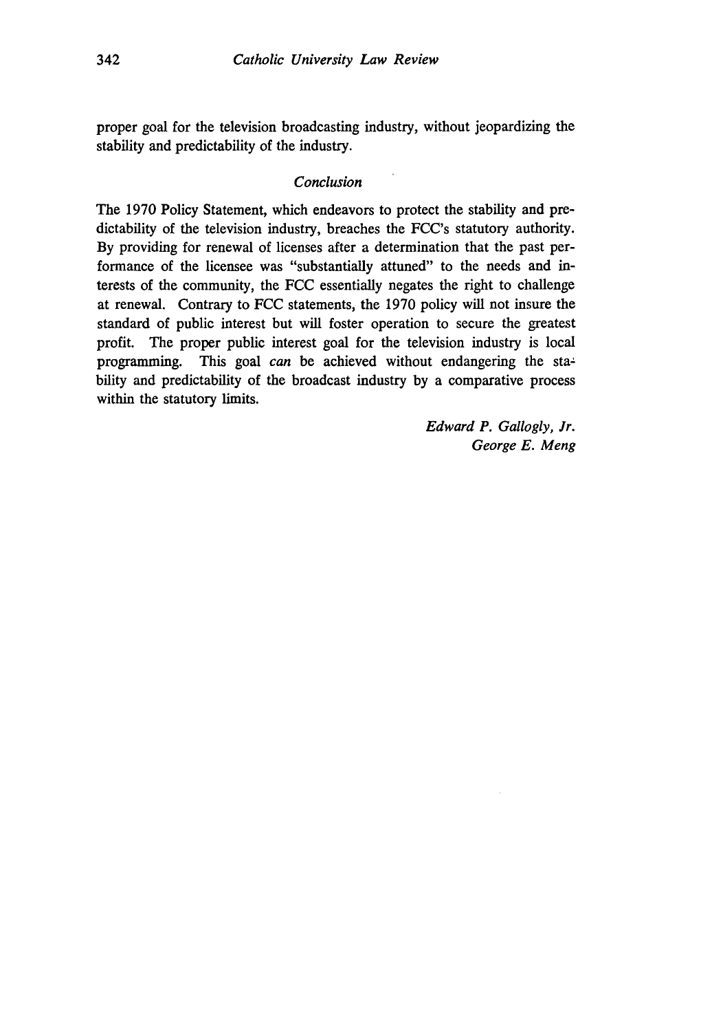proper goal for the television broadcasting industry, without jeopardizing the stability and predictability of the industry.

## *Conclusion*

The 1970 Policy Statement, which endeavors to protect the stability and predictability of the television industry, breaches the FCC's statutory authority. By providing for renewal of licenses after a determination that the past performance of the licensee was "substantially attuned" to the needs and interests of the community, the FCC essentially negates the right to challenge at renewal. Contrary to FCC statements, the 1970 policy will not insure the standard of public interest but will foster operation to secure the greatest profit. The proper public interest goal for the television industry is local programming. This goal *can* be achieved without endangering the stability and predictability of the broadcast industry by a comparative process within the statutory limits.

*Edward P. Gallogly, Jr.*
*George E. Meng*